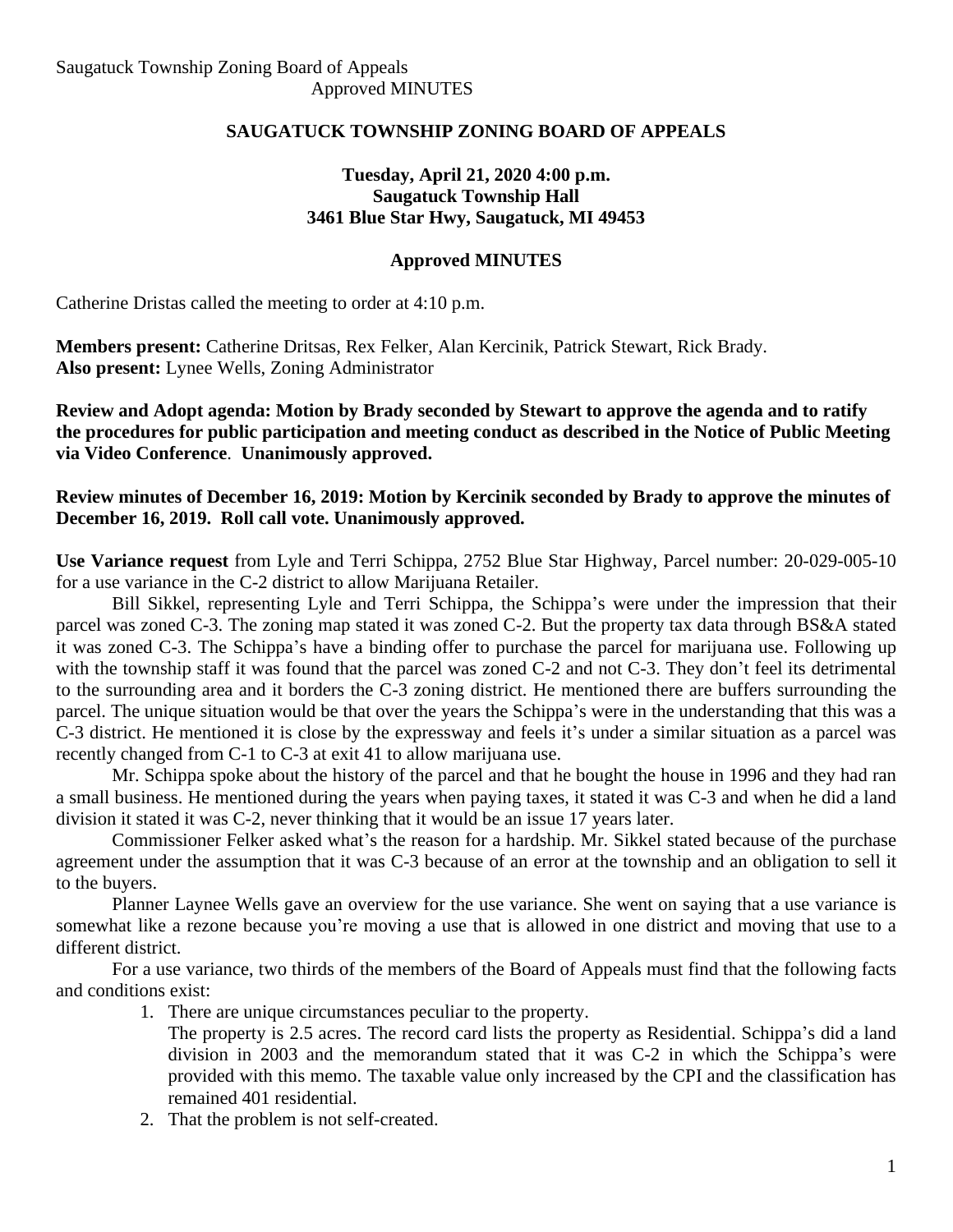Saugatuck Township Zoning Board of Appeals
Approved MINUTES

# SAUGATUCK TOWNSHIP ZONING BOARD OF APPEALS

**Tuesday, April 21, 2020 4:00 p.m.**
**Saugatuck Township Hall**
**3461 Blue Star Hwy, Saugatuck, MI 49453**

## Approved MINUTES

Catherine Dristas called the meeting to order at 4:10 p.m.

**Members present:** Catherine Dritsas, Rex Felker, Alan Kercinik, Patrick Stewart, Rick Brady.
**Also present:** Lynee Wells, Zoning Administrator

**Review and Adopt agenda: Motion by Brady seconded by Stewart to approve the agenda and to ratify the procedures for public participation and meeting conduct as described in the Notice of Public Meeting via Video Conference**. **Unanimously approved.**

**Review minutes of December 16, 2019: Motion by Kercinik seconded by Brady to approve the minutes of December 16, 2019. Roll call vote. Unanimously approved.**

**Use Variance request** from Lyle and Terri Schippa, 2752 Blue Star Highway, Parcel number: 20-029-005-10 for a use variance in the C-2 district to allow Marijuana Retailer.

Bill Sikkel, representing Lyle and Terri Schippa, the Schippa's were under the impression that their parcel was zoned C-3. The zoning map stated it was zoned C-2. But the property tax data through BS&A stated it was zoned C-3. The Schippa's have a binding offer to purchase the parcel for marijuana use. Following up with the township staff it was found that the parcel was zoned C-2 and not C-3. They don't feel its detrimental to the surrounding area and it borders the C-3 zoning district. He mentioned there are buffers surrounding the parcel. The unique situation would be that over the years the Schippa's were in the understanding that this was a C-3 district. He mentioned it is close by the expressway and feels it's under a similar situation as a parcel was recently changed from C-1 to C-3 at exit 41 to allow marijuana use.

Mr. Schippa spoke about the history of the parcel and that he bought the house in 1996 and they had ran a small business. He mentioned during the years when paying taxes, it stated it was C-3 and when he did a land division it stated it was C-2, never thinking that it would be an issue 17 years later.

Commissioner Felker asked what's the reason for a hardship. Mr. Sikkel stated because of the purchase agreement under the assumption that it was C-3 because of an error at the township and an obligation to sell it to the buyers.

Planner Laynee Wells gave an overview for the use variance. She went on saying that a use variance is somewhat like a rezone because you're moving a use that is allowed in one district and moving that use to a different district.

For a use variance, two thirds of the members of the Board of Appeals must find that the following facts and conditions exist:

1. There are unique circumstances peculiar to the property.
   The property is 2.5 acres. The record card lists the property as Residential. Schippa's did a land division in 2003 and the memorandum stated that it was C-2 in which the Schippa's were provided with this memo. The taxable value only increased by the CPI and the classification has remained 401 residential.
2. That the problem is not self-created.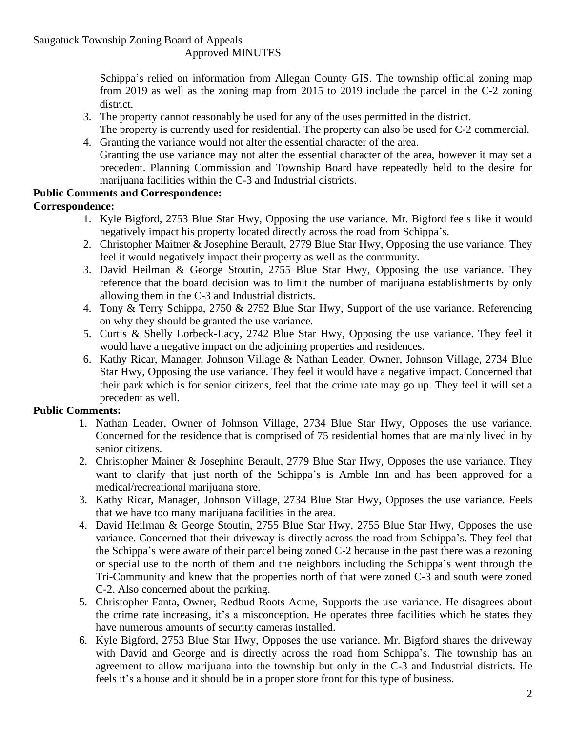Schippa's relied on information from Allegan County GIS. The township official zoning map from 2019 as well as the zoning map from 2015 to 2019 include the parcel in the C-2 zoning district.

3. The property cannot reasonably be used for any of the uses permitted in the district.
   The property is currently used for residential. The property can also be used for C-2 commercial.
4. Granting the variance would not alter the essential character of the area.
   Granting the use variance may not alter the essential character of the area, however it may set a precedent. Planning Commission and Township Board have repeatedly held to the desire for marijuana facilities within the C-3 and Industrial districts.

**Public Comments and Correspondence:**

**Correspondence:**

1. Kyle Bigford, 2753 Blue Star Hwy, Opposing the use variance. Mr. Bigford feels like it would negatively impact his property located directly across the road from Schippa's.
2. Christopher Maitner & Josephine Berault, 2779 Blue Star Hwy, Opposing the use variance. They feel it would negatively impact their property as well as the community.
3. David Heilman & George Stoutin, 2755 Blue Star Hwy, Opposing the use variance. They reference that the board decision was to limit the number of marijuana establishments by only allowing them in the C-3 and Industrial districts.
4. Tony & Terry Schippa, 2750 & 2752 Blue Star Hwy, Support of the use variance. Referencing on why they should be granted the use variance.
5. Curtis & Shelly Lorbeck-Lacy, 2742 Blue Star Hwy, Opposing the use variance. They feel it would have a negative impact on the adjoining properties and residences.
6. Kathy Ricar, Manager, Johnson Village & Nathan Leader, Owner, Johnson Village, 2734 Blue Star Hwy, Opposing the use variance. They feel it would have a negative impact. Concerned that their park which is for senior citizens, feel that the crime rate may go up. They feel it will set a precedent as well.

**Public Comments:**

1. Nathan Leader, Owner of Johnson Village, 2734 Blue Star Hwy, Opposes the use variance. Concerned for the residence that is comprised of 75 residential homes that are mainly lived in by senior citizens.
2. Christopher Mainer & Josephine Berault, 2779 Blue Star Hwy, Opposes the use variance. They want to clarify that just north of the Schippa's is Amble Inn and has been approved for a medical/recreational marijuana store.
3. Kathy Ricar, Manager, Johnson Village, 2734 Blue Star Hwy, Opposes the use variance. Feels that we have too many marijuana facilities in the area.
4. David Heilman & George Stoutin, 2755 Blue Star Hwy, 2755 Blue Star Hwy, Opposes the use variance. Concerned that their driveway is directly across the road from Schippa's. They feel that the Schippa's were aware of their parcel being zoned C-2 because in the past there was a rezoning or special use to the north of them and the neighbors including the Schippa's went through the Tri-Community and knew that the properties north of that were zoned C-3 and south were zoned C-2. Also concerned about the parking.
5. Christopher Fanta, Owner, Redbud Roots Acme, Supports the use variance. He disagrees about the crime rate increasing, it's a misconception. He operates three facilities which he states they have numerous amounts of security cameras installed.
6. Kyle Bigford, 2753 Blue Star Hwy, Opposes the use variance. Mr. Bigford shares the driveway with David and George and is directly across the road from Schippa's. The township has an agreement to allow marijuana into the township but only in the C-3 and Industrial districts. He feels it's a house and it should be in a proper store front for this type of business.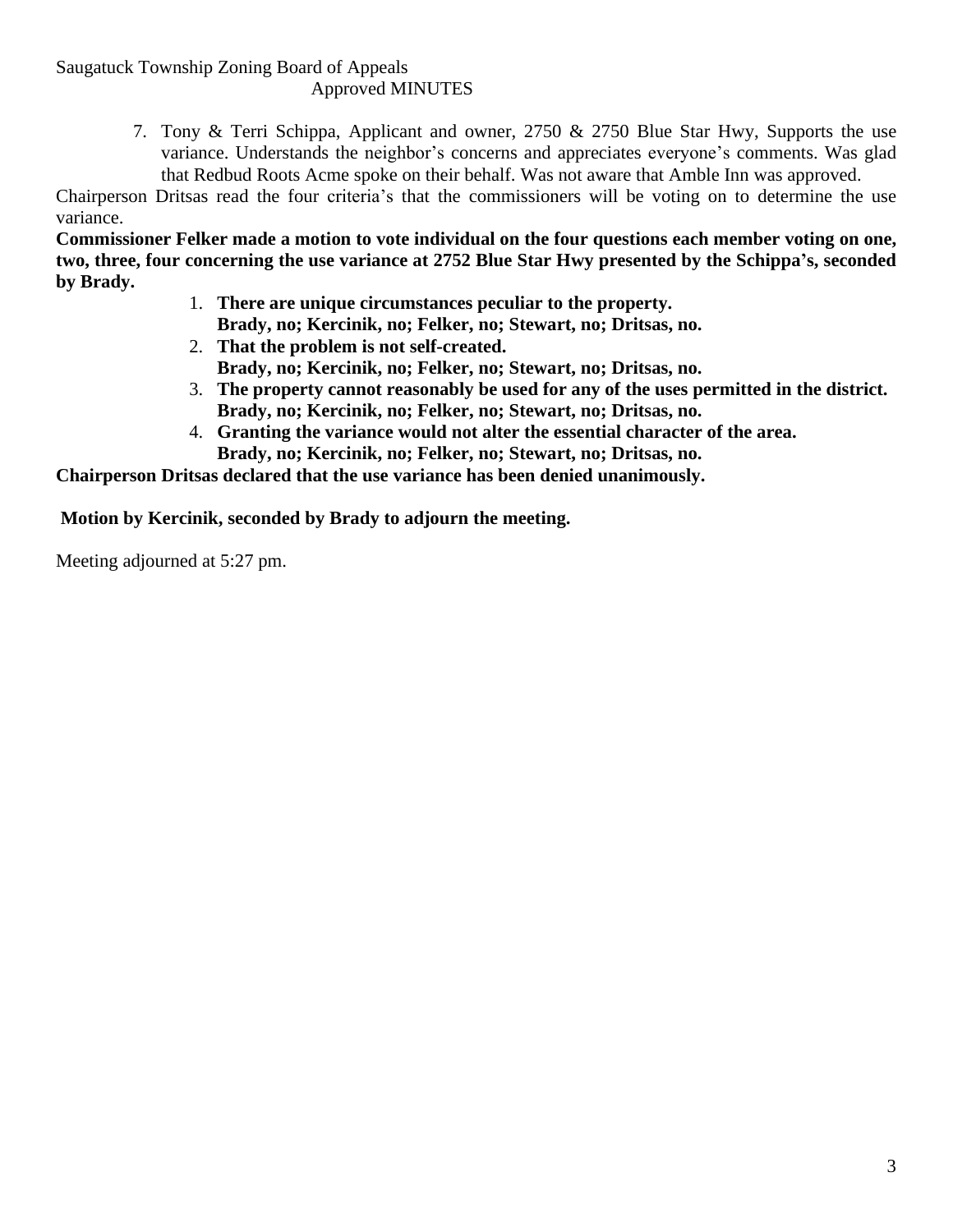7. Tony & Terri Schippa, Applicant and owner, 2750 & 2750 Blue Star Hwy, Supports the use variance. Understands the neighbor's concerns and appreciates everyone's comments. Was glad that Redbud Roots Acme spoke on their behalf. Was not aware that Amble Inn was approved.

Chairperson Dritsas read the four criteria's that the commissioners will be voting on to determine the use variance.

**Commissioner Felker made a motion to vote individual on the four questions each member voting on one, two, three, four concerning the use variance at 2752 Blue Star Hwy presented by the Schippa's, seconded by Brady.**

1. **There are unique circumstances peculiar to the property.**
   **Brady, no; Kercinik, no; Felker, no; Stewart, no; Dritsas, no.**
2. **That the problem is not self-created.**
   **Brady, no; Kercinik, no; Felker, no; Stewart, no; Dritsas, no.**
3. **The property cannot reasonably be used for any of the uses permitted in the district.**
   **Brady, no; Kercinik, no; Felker, no; Stewart, no; Dritsas, no.**
4. **Granting the variance would not alter the essential character of the area.**
   **Brady, no; Kercinik, no; Felker, no; Stewart, no; Dritsas, no.**

**Chairperson Dritsas declared that the use variance has been denied unanimously.**

**Motion by Kercinik, seconded by Brady to adjourn the meeting.**

Meeting adjourned at 5:27 pm.